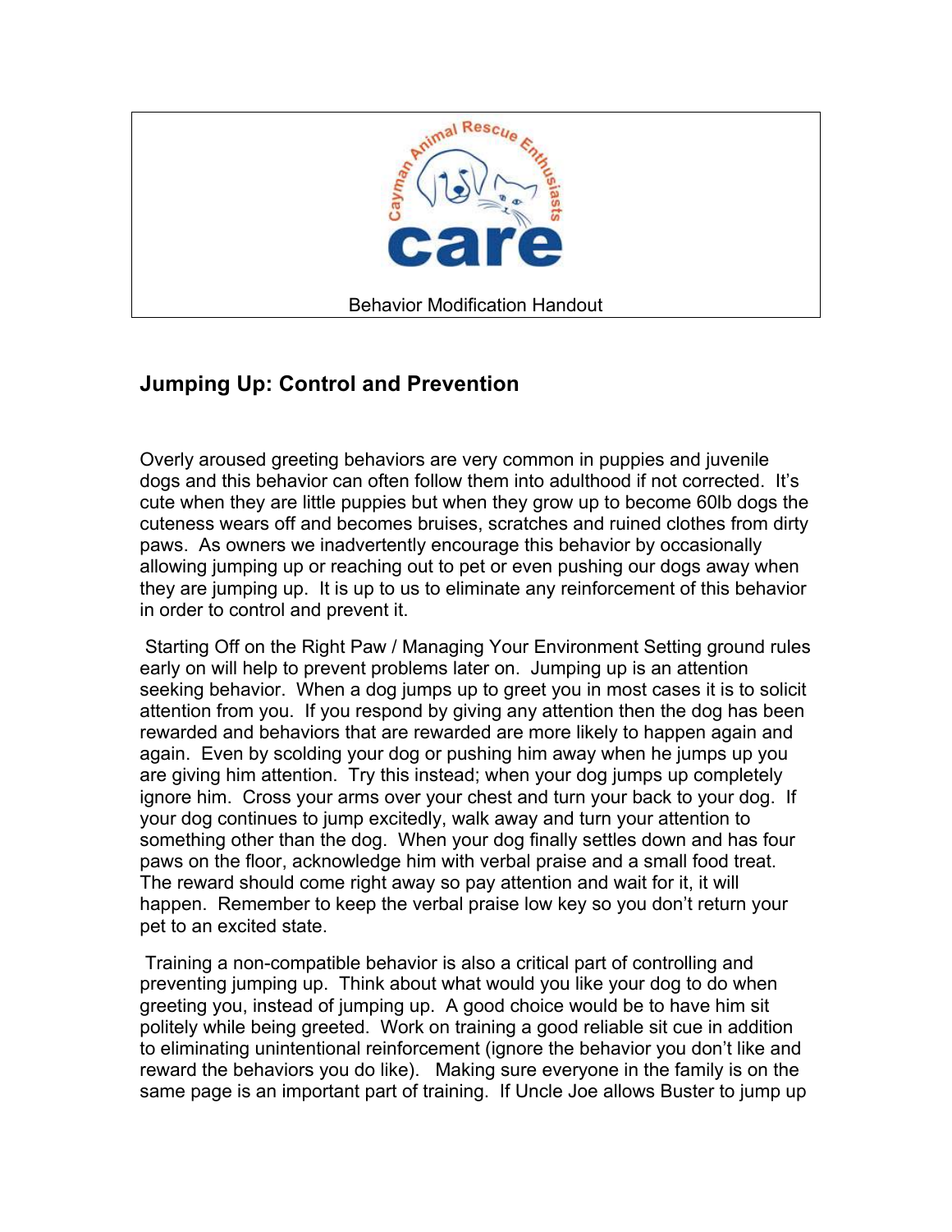Cayman Animal Rescue Enthusiasts

**care**

Behavior Modification Handout

## Jumping Up: Control and Prevention

Overly aroused greeting behaviors are very common in puppies and juvenile dogs and this behavior can often follow them into adulthood if not corrected. It's cute when they are little puppies but when they grow up to become 60lb dogs the cuteness wears off and becomes bruises, scratches and ruined clothes from dirty paws. As owners we inadvertently encourage this behavior by occasionally allowing jumping up or reaching out to pet or even pushing our dogs away when they are jumping up. It is up to us to eliminate any reinforcement of this behavior in order to control and prevent it.

Starting Off on the Right Paw / Managing Your Environment Setting ground rules early on will help to prevent problems later on. Jumping up is an attention seeking behavior. When a dog jumps up to greet you in most cases it is to solicit attention from you. If you respond by giving any attention then the dog has been rewarded and behaviors that are rewarded are more likely to happen again and again. Even by scolding your dog or pushing him away when he jumps up you are giving him attention. Try this instead; when your dog jumps up completely ignore him. Cross your arms over your chest and turn your back to your dog. If your dog continues to jump excitedly, walk away and turn your attention to something other than the dog. When your dog finally settles down and has four paws on the floor, acknowledge him with verbal praise and a small food treat. The reward should come right away so pay attention and wait for it, it will happen. Remember to keep the verbal praise low key so you don't return your pet to an excited state.

Training a non-compatible behavior is also a critical part of controlling and preventing jumping up. Think about what would you like your dog to do when greeting you, instead of jumping up. A good choice would be to have him sit politely while being greeted. Work on training a good reliable sit cue in addition to eliminating unintentional reinforcement (ignore the behavior you don't like and reward the behaviors you do like). Making sure everyone in the family is on the same page is an important part of training. If Uncle Joe allows Buster to jump up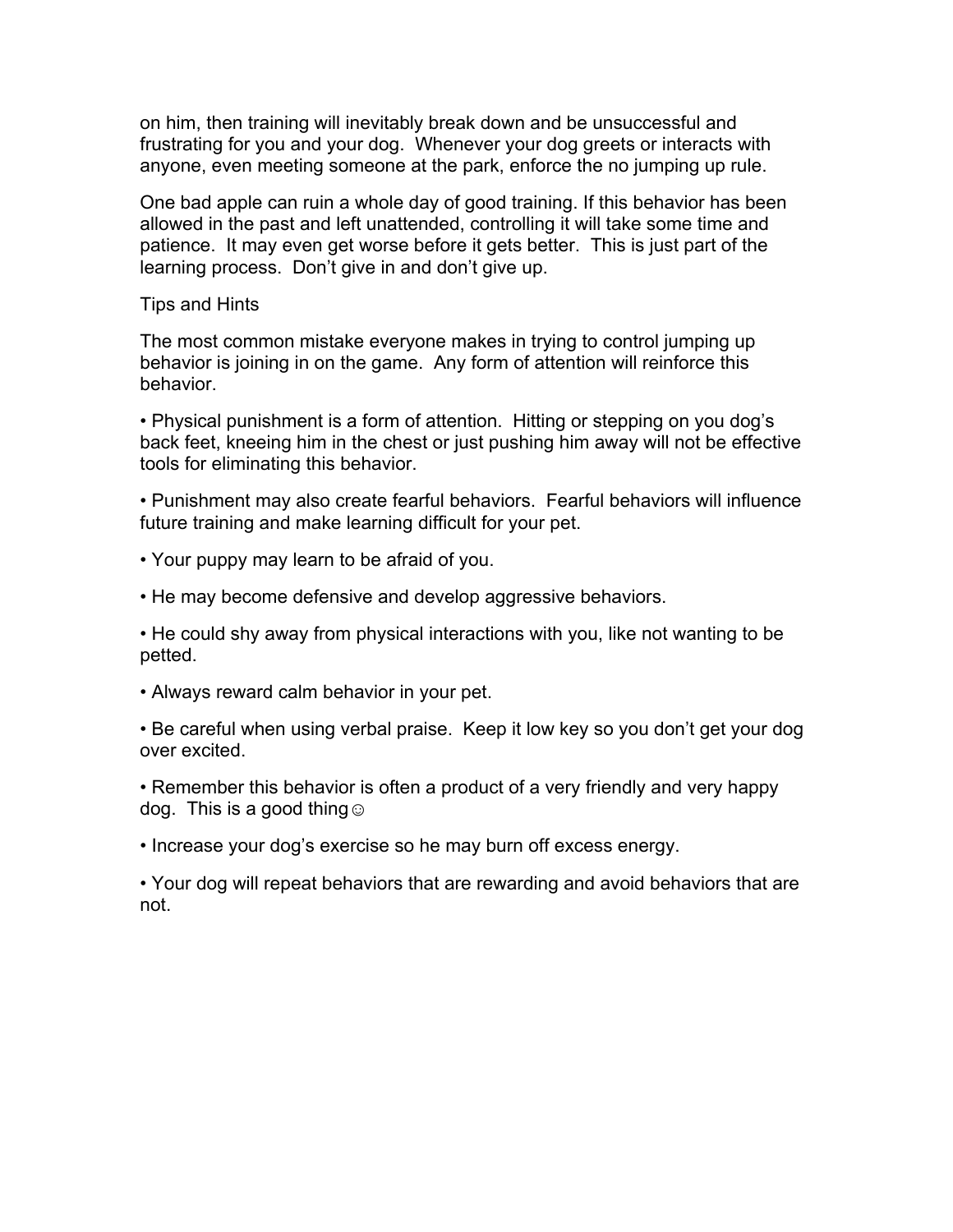on him, then training will inevitably break down and be unsuccessful and frustrating for you and your dog. Whenever your dog greets or interacts with anyone, even meeting someone at the park, enforce the no jumping up rule.

One bad apple can ruin a whole day of good training. If this behavior has been allowed in the past and left unattended, controlling it will take some time and patience. It may even get worse before it gets better. This is just part of the learning process. Don't give in and don't give up.

Tips and Hints

The most common mistake everyone makes in trying to control jumping up behavior is joining in on the game. Any form of attention will reinforce this behavior.

- Physical punishment is a form of attention. Hitting or stepping on you dog's back feet, kneeing him in the chest or just pushing him away will not be effective tools for eliminating this behavior.
- Punishment may also create fearful behaviors. Fearful behaviors will influence future training and make learning difficult for your pet.
- Your puppy may learn to be afraid of you.
- He may become defensive and develop aggressive behaviors.
- He could shy away from physical interactions with you, like not wanting to be petted.
- Always reward calm behavior in your pet.
- Be careful when using verbal praise. Keep it low key so you don't get your dog over excited.
- Remember this behavior is often a product of a very friendly and very happy dog. This is a good thing☺
- Increase your dog's exercise so he may burn off excess energy.
- Your dog will repeat behaviors that are rewarding and avoid behaviors that are not.